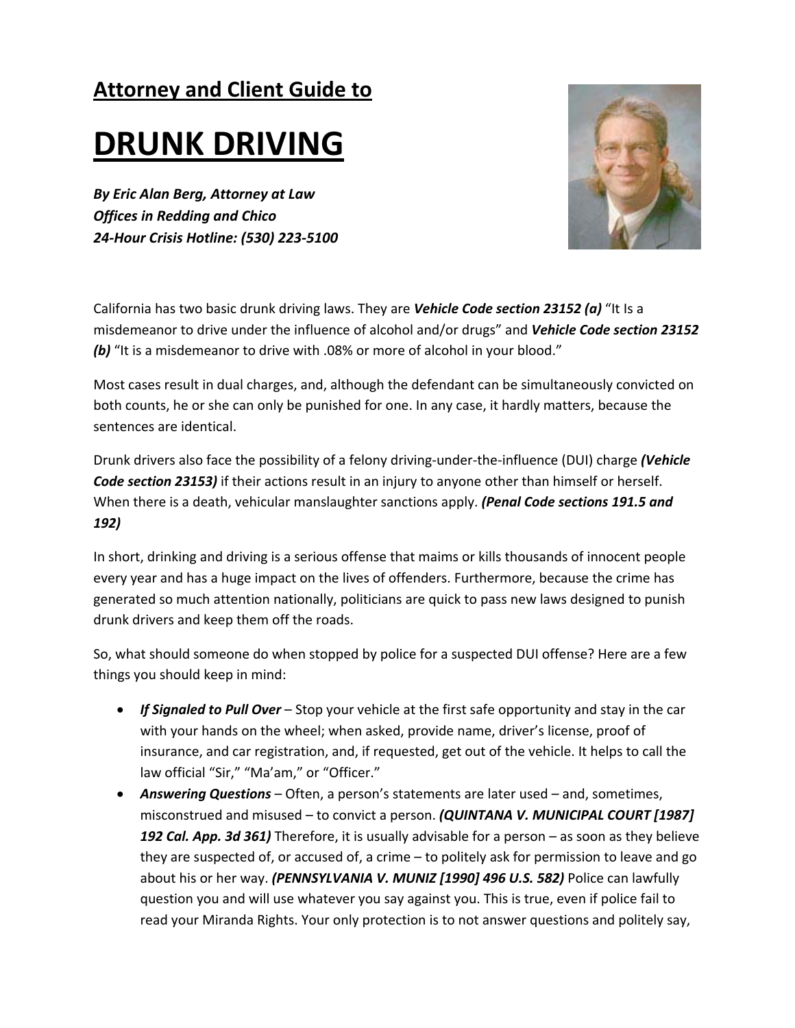## Attorney and Client Guide to

# DRUNK DRIVING

***By Eric Alan Berg, Attorney at Law***
***Offices in Redding and Chico***
***24-Hour Crisis Hotline: (530) 223-5100***

California has two basic drunk driving laws. They are ***Vehicle Code section 23152 (a)*** "It Is a misdemeanor to drive under the influence of alcohol and/or drugs" and ***Vehicle Code section 23152 (b)*** "It is a misdemeanor to drive with .08% or more of alcohol in your blood."

Most cases result in dual charges, and, although the defendant can be simultaneously convicted on both counts, he or she can only be punished for one. In any case, it hardly matters, because the sentences are identical.

Drunk drivers also face the possibility of a felony driving-under-the-influence (DUI) charge ***(Vehicle Code section 23153)*** if their actions result in an injury to anyone other than himself or herself. When there is a death, vehicular manslaughter sanctions apply. ***(Penal Code sections 191.5 and 192)***

In short, drinking and driving is a serious offense that maims or kills thousands of innocent people every year and has a huge impact on the lives of offenders. Furthermore, because the crime has generated so much attention nationally, politicians are quick to pass new laws designed to punish drunk drivers and keep them off the roads.

So, what should someone do when stopped by police for a suspected DUI offense? Here are a few things you should keep in mind:

- ***If Signaled to Pull Over*** – Stop your vehicle at the first safe opportunity and stay in the car with your hands on the wheel; when asked, provide name, driver's license, proof of insurance, and car registration, and, if requested, get out of the vehicle. It helps to call the law official "Sir," "Ma'am," or "Officer."
- ***Answering Questions*** – Often, a person's statements are later used – and, sometimes, misconstrued and misused – to convict a person. ***(QUINTANA V. MUNICIPAL COURT [1987] 192 Cal. App. 3d 361)*** Therefore, it is usually advisable for a person – as soon as they believe they are suspected of, or accused of, a crime – to politely ask for permission to leave and go about his or her way. ***(PENNSYLVANIA V. MUNIZ [1990] 496 U.S. 582)*** Police can lawfully question you and will use whatever you say against you. This is true, even if police fail to read your Miranda Rights. Your only protection is to not answer questions and politely say,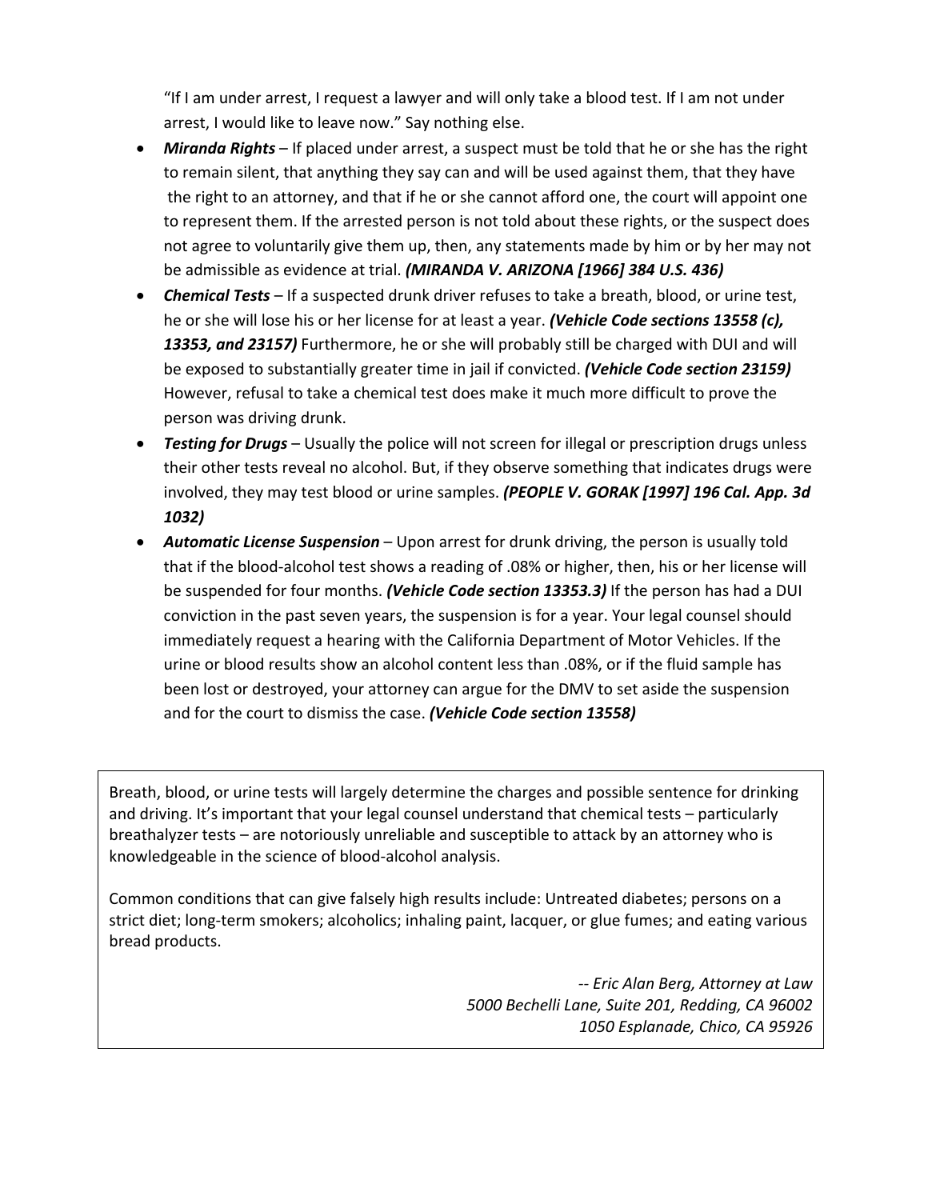"If I am under arrest, I request a lawyer and will only take a blood test. If I am not under arrest, I would like to leave now." Say nothing else.

- ***Miranda Rights*** – If placed under arrest, a suspect must be told that he or she has the right to remain silent, that anything they say can and will be used against them, that they have the right to an attorney, and that if he or she cannot afford one, the court will appoint one to represent them. If the arrested person is not told about these rights, or the suspect does not agree to voluntarily give them up, then, any statements made by him or by her may not be admissible as evidence at trial. ***(MIRANDA V. ARIZONA [1966] 384 U.S. 436)***
- ***Chemical Tests*** – If a suspected drunk driver refuses to take a breath, blood, or urine test, he or she will lose his or her license for at least a year. ***(Vehicle Code sections 13558 (c), 13353, and 23157)*** Furthermore, he or she will probably still be charged with DUI and will be exposed to substantially greater time in jail if convicted. ***(Vehicle Code section 23159)*** However, refusal to take a chemical test does make it much more difficult to prove the person was driving drunk.
- ***Testing for Drugs*** – Usually the police will not screen for illegal or prescription drugs unless their other tests reveal no alcohol. But, if they observe something that indicates drugs were involved, they may test blood or urine samples. ***(PEOPLE V. GORAK [1997] 196 Cal. App. 3d 1032)***
- ***Automatic License Suspension*** – Upon arrest for drunk driving, the person is usually told that if the blood-alcohol test shows a reading of .08% or higher, then, his or her license will be suspended for four months. ***(Vehicle Code section 13353.3)*** If the person has had a DUI conviction in the past seven years, the suspension is for a year. Your legal counsel should immediately request a hearing with the California Department of Motor Vehicles. If the urine or blood results show an alcohol content less than .08%, or if the fluid sample has been lost or destroyed, your attorney can argue for the DMV to set aside the suspension and for the court to dismiss the case. ***(Vehicle Code section 13558)***

Breath, blood, or urine tests will largely determine the charges and possible sentence for drinking and driving. It's important that your legal counsel understand that chemical tests – particularly breathalyzer tests – are notoriously unreliable and susceptible to attack by an attorney who is knowledgeable in the science of blood-alcohol analysis.

Common conditions that can give falsely high results include: Untreated diabetes; persons on a strict diet; long-term smokers; alcoholics; inhaling paint, lacquer, or glue fumes; and eating various bread products.

*-- Eric Alan Berg, Attorney at Law*
*5000 Bechelli Lane, Suite 201, Redding, CA 96002*
*1050 Esplanade, Chico, CA 95926*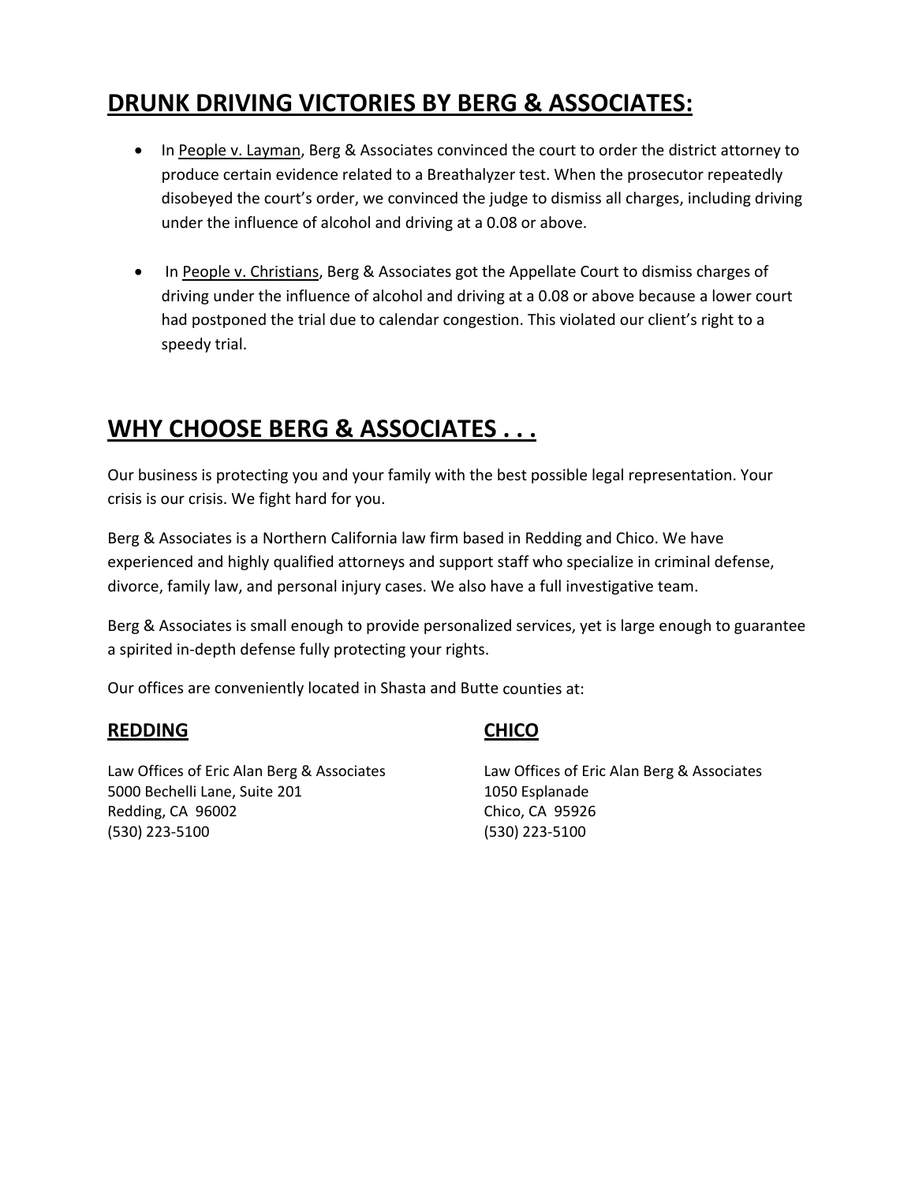## <u>DRUNK DRIVING VICTORIES BY BERG & ASSOCIATES:</u>

- In <u>People v. Layman</u>, Berg & Associates convinced the court to order the district attorney to produce certain evidence related to a Breathalyzer test. When the prosecutor repeatedly disobeyed the court's order, we convinced the judge to dismiss all charges, including driving under the influence of alcohol and driving at a 0.08 or above.

- In <u>People v. Christians</u>, Berg & Associates got the Appellate Court to dismiss charges of driving under the influence of alcohol and driving at a 0.08 or above because a lower court had postponed the trial due to calendar congestion. This violated our client's right to a speedy trial.

## <u>WHY CHOOSE BERG & ASSOCIATES . . .</u>

Our business is protecting you and your family with the best possible legal representation. Your crisis is our crisis. We fight hard for you.

Berg & Associates is a Northern California law firm based in Redding and Chico. We have experienced and highly qualified attorneys and support staff who specialize in criminal defense, divorce, family law, and personal injury cases. We also have a full investigative team.

Berg & Associates is small enough to provide personalized services, yet is large enough to guarantee a spirited in-depth defense fully protecting your rights.

Our offices are conveniently located in Shasta and Butte counties at:

### <u>REDDING</u>

Law Offices of Eric Alan Berg & Associates
5000 Bechelli Lane, Suite 201
Redding, CA 96002
(530) 223-5100

### <u>CHICO</u>

Law Offices of Eric Alan Berg & Associates
1050 Esplanade
Chico, CA 95926
(530) 223-5100